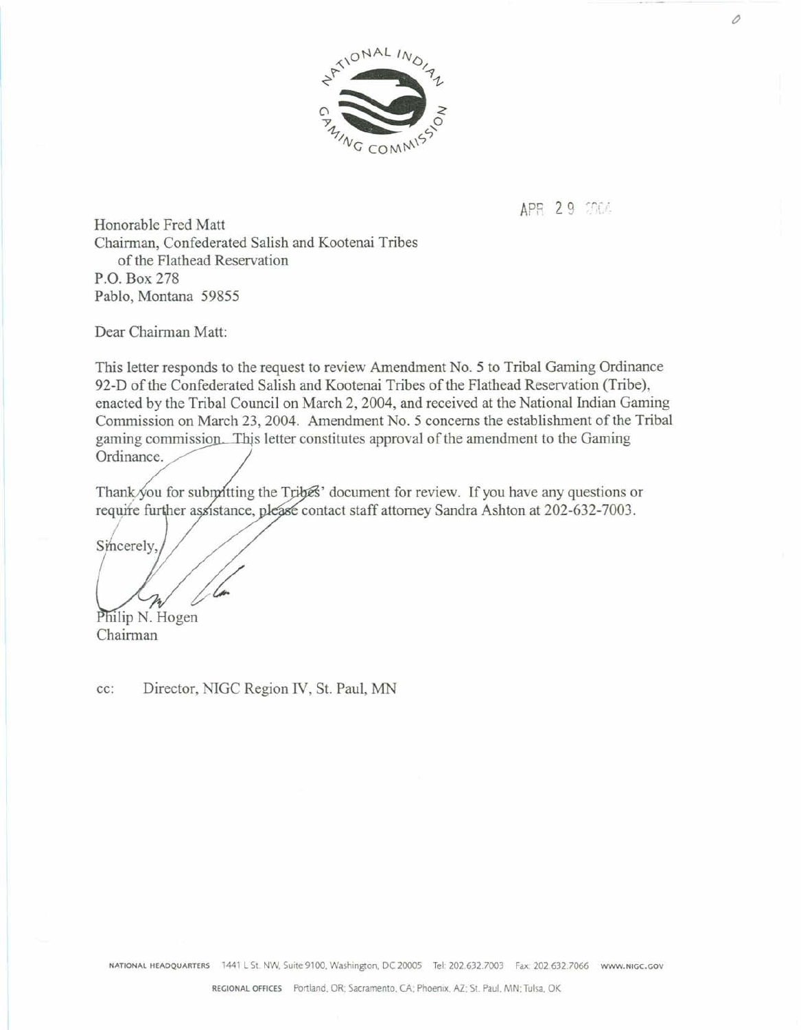NATIONAL INDIAN GAMING COMMISSION

APR 29 2004

Honorable Fred Matt
Chairman, Confederated Salish and Kootenai Tribes
of the Flathead Reservation
P.O. Box 278
Pablo, Montana 59855

Dear Chairman Matt:

This letter responds to the request to review Amendment No. 5 to Tribal Gaming Ordinance 92-D of the Confederated Salish and Kootenai Tribes of the Flathead Reservation (Tribe), enacted by the Tribal Council on March 2, 2004, and received at the National Indian Gaming Commission on March 23, 2004. Amendment No. 5 concerns the establishment of the Tribal gaming commission. This letter constitutes approval of the amendment to the Gaming Ordinance.

Thank you for submitting the Tribes' document for review. If you have any questions or require further assistance, please contact staff attorney Sandra Ashton at 202-632-7003.

Sincerely,

Philip N. Hogen
Chairman

cc: Director, NIGC Region IV, St. Paul, MN

NATIONAL HEADQUARTERS 1441 L St. NW, Suite 9100, Washington, DC 20005 Tel: 202.632.7003 Fax: 202.632.7066 WWW.NIGC.GOV

REGIONAL OFFICES Portland, OR; Sacramento, CA; Phoenix, AZ; St. Paul, MN; Tulsa, OK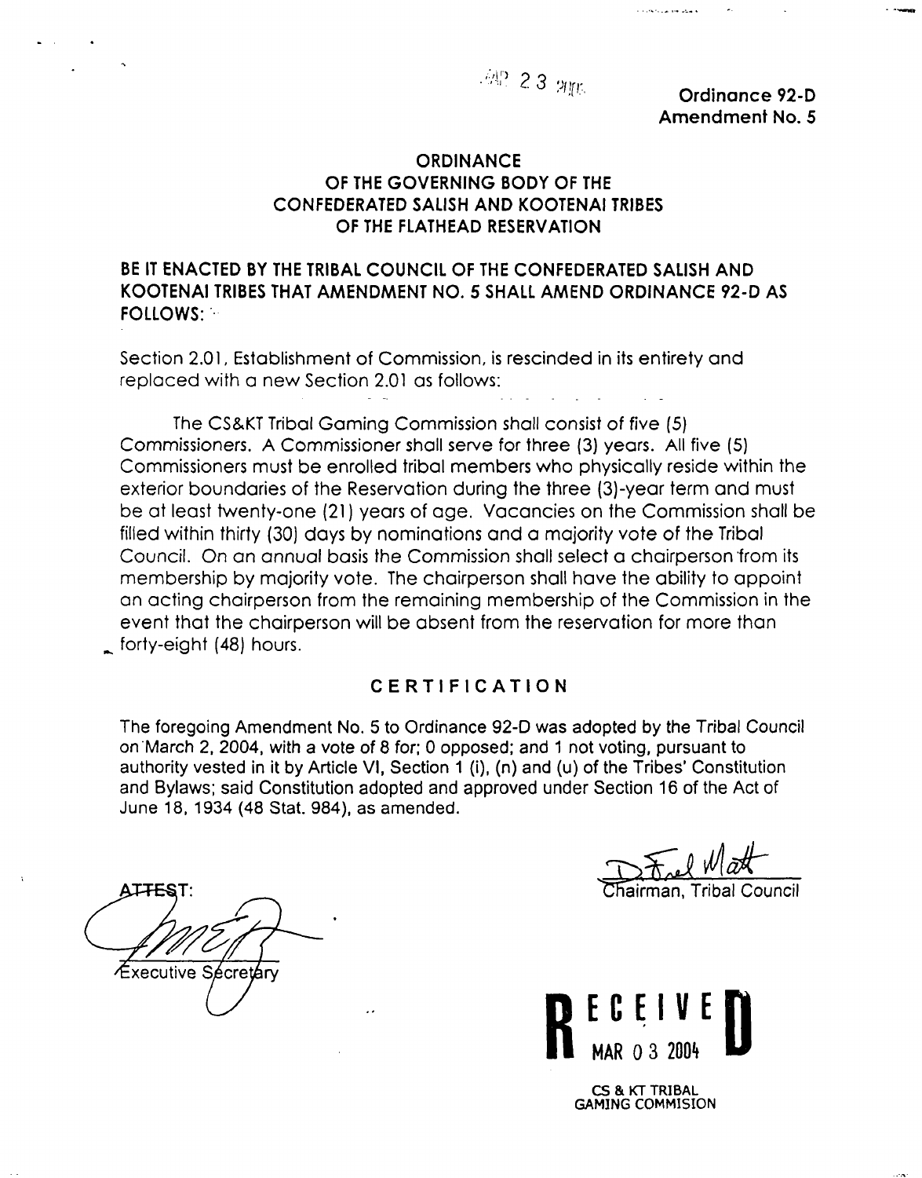MAR 23 2005

**Ordinance 92-D**
**Amendment No. 5**

# ORDINANCE
## OF THE GOVERNING BODY OF THE CONFEDERATED SALISH AND KOOTENAI TRIBES OF THE FLATHEAD RESERVATION

**BE IT ENACTED BY THE TRIBAL COUNCIL OF THE CONFEDERATED SALISH AND KOOTENAI TRIBES THAT AMENDMENT NO. 5 SHALL AMEND ORDINANCE 92-D AS FOLLOWS:**

Section 2.01, Establishment of Commission, is rescinded in its entirety and replaced with a new Section 2.01 as follows:

The CS&KT Tribal Gaming Commission shall consist of five (5) Commissioners. A Commissioner shall serve for three (3) years. All five (5) Commissioners must be enrolled tribal members who physically reside within the exterior boundaries of the Reservation during the three (3)-year term and must be at least twenty-one (21) years of age. Vacancies on the Commission shall be filled within thirty (30) days by nominations and a majority vote of the Tribal Council. On an annual basis the Commission shall select a chairperson from its membership by majority vote. The chairperson shall have the ability to appoint an acting chairperson from the remaining membership of the Commission in the event that the chairperson will be absent from the reservation for more than forty-eight (48) hours.

## CERTIFICATION

The foregoing Amendment No. 5 to Ordinance 92-D was adopted by the Tribal Council on March 2, 2004, with a vote of 8 for; 0 opposed; and 1 not voting, pursuant to authority vested in it by Article VI, Section 1 (i), (n) and (u) of the Tribes' Constitution and Bylaws; said Constitution adopted and approved under Section 16 of the Act of June 18, 1934 (48 Stat. 984), as amended.

Chairman, Tribal Council

ATTEST:

Executive Secretary

RECEIVED
MAR 03 2004
CS & KT TRIBAL GAMING COMMISION